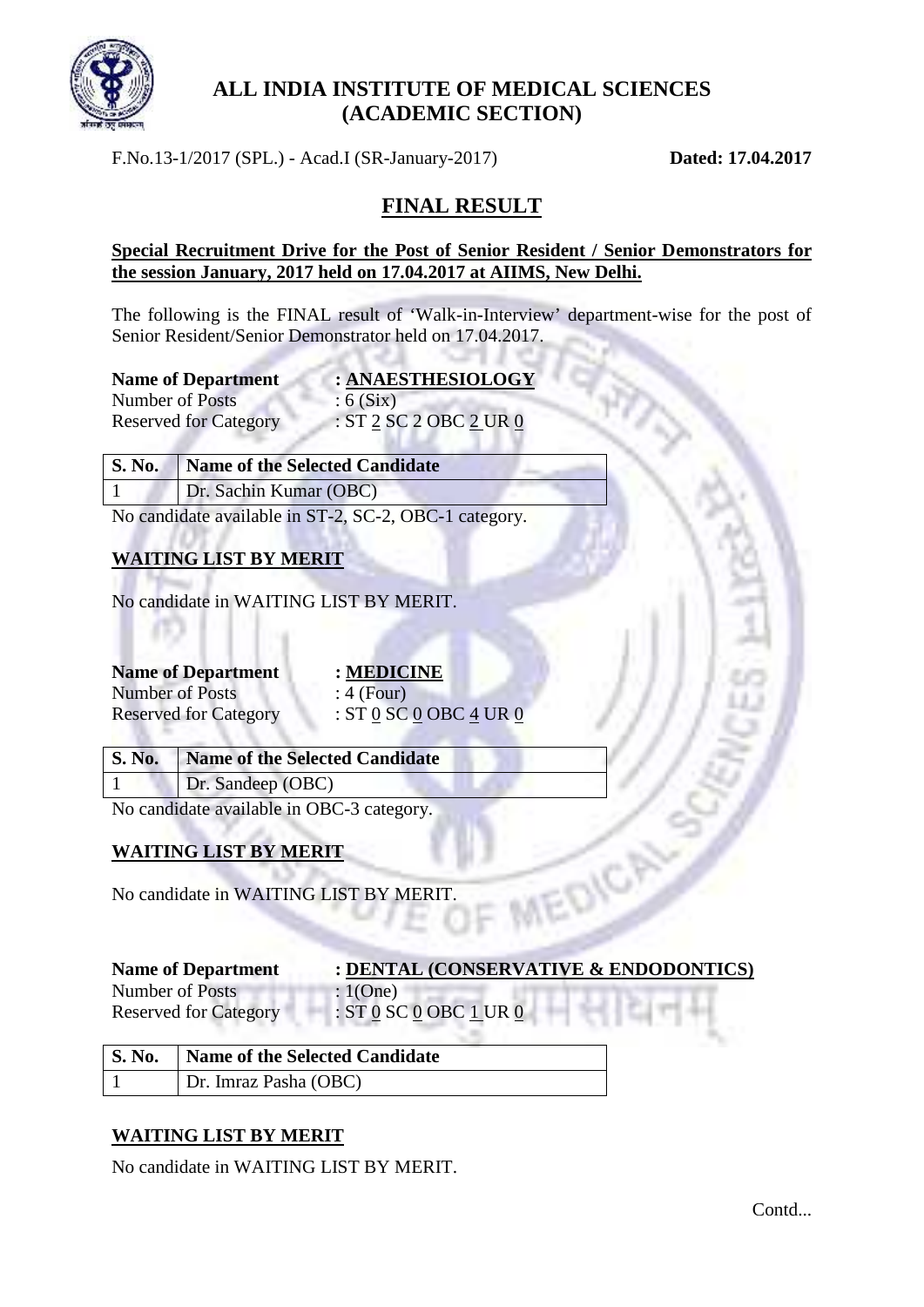# ALL INDIA INSTITUTE OF MEDICAL SCIENCES
# (ACADEMIC SECTION)

F.No.13-1/2017 (SPL.) - Acad.I (SR-January-2017) **Dated: 17.04.2017**

## FINAL RESULT

**Special Recruitment Drive for the Post of Senior Resident / Senior Demonstrators for the session January, 2017 held on 17.04.2017 at AIIMS, New Delhi.**

The following is the FINAL result of 'Walk-in-Interview' department-wise for the post of Senior Resident/Senior Demonstrator held on 17.04.2017.

**Name of Department** : **ANAESTHESIOLOGY**
Number of Posts : 6 (Six)
Reserved for Category : ST 2 SC 2 OBC 2 UR 0

| S. No. | Name of the Selected Candidate |
|---|---|
| 1 | Dr. Sachin Kumar (OBC) |

No candidate available in ST-2, SC-2, OBC-1 category.

### WAITING LIST BY MERIT

No candidate in WAITING LIST BY MERIT.

**Name of Department** : **MEDICINE**
Number of Posts : 4 (Four)
Reserved for Category : ST 0 SC 0 OBC 4 UR 0

| S. No. | Name of the Selected Candidate |
|---|---|
| 1 | Dr. Sandeep (OBC) |

No candidate available in OBC-3 category.

### WAITING LIST BY MERIT

No candidate in WAITING LIST BY MERIT.

**Name of Department** : **DENTAL (CONSERVATIVE & ENDODONTICS)**
Number of Posts : 1(One)
Reserved for Category : ST 0 SC 0 OBC 1 UR 0

| S. No. | Name of the Selected Candidate |
|---|---|
| 1 | Dr. Imraz Pasha (OBC) |

### WAITING LIST BY MERIT

No candidate in WAITING LIST BY MERIT.

Contd...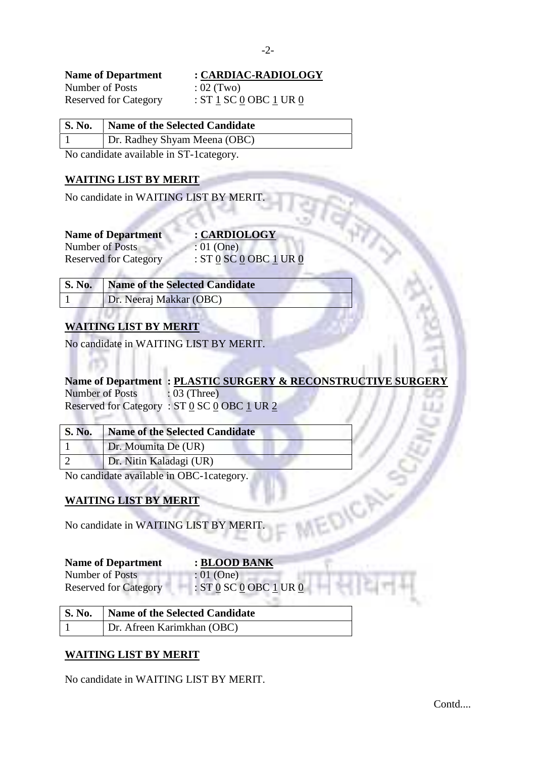**Name of Department : CARDIAC-RADIOLOGY**
Number of Posts : 02 (Two)
Reserved for Category : ST 1 SC 0 OBC 1 UR 0

| S. No. | Name of the Selected Candidate |
|---|---|
| 1 | Dr. Radhey Shyam Meena (OBC) |

No candidate available in ST-1category.

**WAITING LIST BY MERIT**

No candidate in WAITING LIST BY MERIT.

**Name of Department : CARDIOLOGY**
Number of Posts : 01 (One)
Reserved for Category : ST 0 SC 0 OBC 1 UR 0

| S. No. | Name of the Selected Candidate |
|---|---|
| 1 | Dr. Neeraj Makkar (OBC) |

**WAITING LIST BY MERIT**

No candidate in WAITING LIST BY MERIT.

**Name of Department : PLASTIC SURGERY & RECONSTRUCTIVE SURGERY**
Number of Posts : 03 (Three)
Reserved for Category : ST 0 SC 0 OBC 1 UR 2

| S. No. | Name of the Selected Candidate |
|---|---|
| 1 | Dr. Moumita De (UR) |
| 2 | Dr. Nitin Kaladagi (UR) |

No candidate available in OBC-1category.

**WAITING LIST BY MERIT**

No candidate in WAITING LIST BY MERIT.

**Name of Department : BLOOD BANK**
Number of Posts : 01 (One)
Reserved for Category : ST 0 SC 0 OBC 1 UR 0

| S. No. | Name of the Selected Candidate |
|---|---|
| 1 | Dr. Afreen Karimkhan (OBC) |

**WAITING LIST BY MERIT**

No candidate in WAITING LIST BY MERIT.

Contd....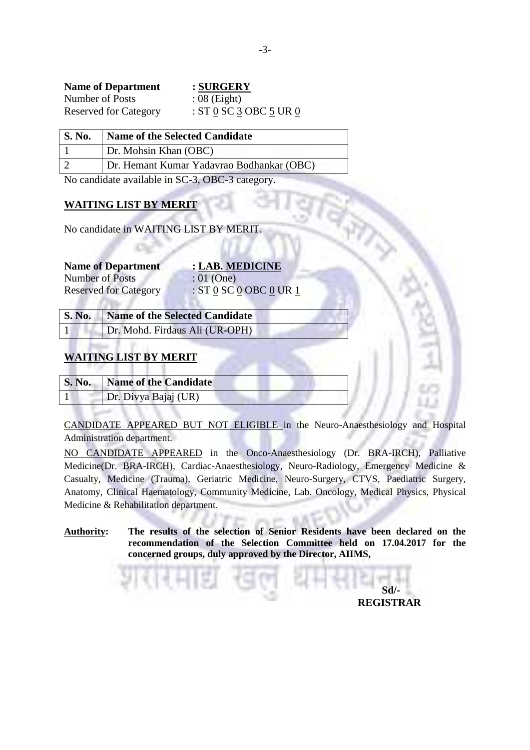**Name of Department** : **SURGERY**
Number of Posts : 08 (Eight)
Reserved for Category : ST 0 SC 3 OBC 5 UR 0

| S. No. | Name of the Selected Candidate |
|---|---|
| 1 | Dr. Mohsin Khan (OBC) |
| 2 | Dr. Hemant Kumar Yadavrao Bodhankar (OBC) |

No candidate available in SC-3, OBC-3 category.

**WAITING LIST BY MERIT**

No candidate in WAITING LIST BY MERIT.

**Name of Department** : **LAB. MEDICINE**
Number of Posts : 01 (One)
Reserved for Category : ST 0 SC 0 OBC 0 UR 1

| S. No. | Name of the Selected Candidate |
|---|---|
| 1 | Dr. Mohd. Firdaus Ali (UR-OPH) |

**WAITING LIST BY MERIT**

| S. No. | Name of the Candidate |
|---|---|
| 1 | Dr. Divya Bajaj (UR) |

CANDIDATE APPEARED BUT NOT ELIGIBLE in the Neuro-Anaesthesiology and Hospital Administration department.

NO CANDIDATE APPEARED in the Onco-Anaesthesiology (Dr. BRA-IRCH), Palliative Medicine(Dr. BRA-IRCH), Cardiac-Anaesthesiology, Neuro-Radiology, Emergency Medicine & Casualty, Medicine (Trauma), Geriatric Medicine, Neuro-Surgery, CTVS, Paediatric Surgery, Anatomy, Clinical Haematology, Community Medicine, Lab. Oncology, Medical Physics, Physical Medicine & Rehabilitation department.

**Authority:** **The results of the selection of Senior Residents have been declared on the recommendation of the Selection Committee held on 17.04.2017 for the concerned groups, duly approved by the Director, AIIMS,**

**Sd/-**
**REGISTRAR**